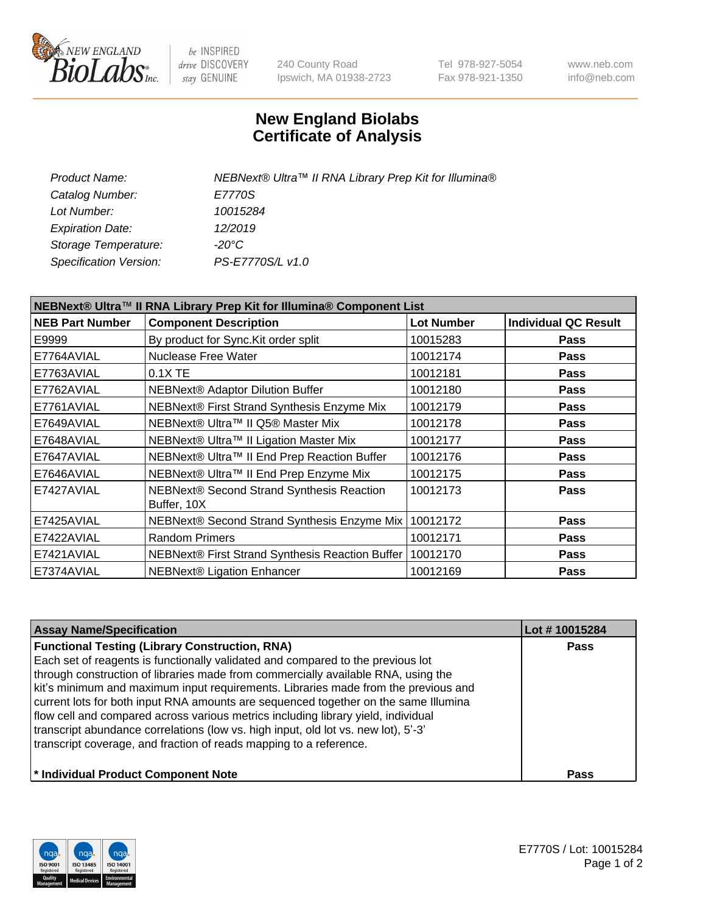New England BioLabs Inc. — be INSPIRED drive DISCOVERY stay GENUINE

240 County Road
Ipswich, MA 01938-2723

Tel 978-927-5054
Fax 978-921-1350

www.neb.com
info@neb.com

# New England Biolabs
# Certificate of Analysis

| | |
|---|---|
| *Product Name:* | *NEBNext® Ultra™ II RNA Library Prep Kit for Illumina®* |
| *Catalog Number:* | *E7770S* |
| *Lot Number:* | *10015284* |
| *Expiration Date:* | *12/2019* |
| *Storage Temperature:* | *-20°C* |
| *Specification Version:* | *PS-E7770S/L v1.0* |

| **NEBNext® Ultra™ II RNA Library Prep Kit for Illumina® Component List** | | | |
|---|---|---|---|
| **NEB Part Number** | **Component Description** | **Lot Number** | **Individual QC Result** |
| E9999 | By product for Sync.Kit order split | 10015283 | **Pass** |
| E7764AVIAL | Nuclease Free Water | 10012174 | **Pass** |
| E7763AVIAL | 0.1X TE | 10012181 | **Pass** |
| E7762AVIAL | NEBNext® Adaptor Dilution Buffer | 10012180 | **Pass** |
| E7761AVIAL | NEBNext® First Strand Synthesis Enzyme Mix | 10012179 | **Pass** |
| E7649AVIAL | NEBNext® Ultra™ II Q5® Master Mix | 10012178 | **Pass** |
| E7648AVIAL | NEBNext® Ultra™ II Ligation Master Mix | 10012177 | **Pass** |
| E7647AVIAL | NEBNext® Ultra™ II End Prep Reaction Buffer | 10012176 | **Pass** |
| E7646AVIAL | NEBNext® Ultra™ II End Prep Enzyme Mix | 10012175 | **Pass** |
| E7427AVIAL | NEBNext® Second Strand Synthesis Reaction Buffer, 10X | 10012173 | **Pass** |
| E7425AVIAL | NEBNext® Second Strand Synthesis Enzyme Mix | 10012172 | **Pass** |
| E7422AVIAL | Random Primers | 10012171 | **Pass** |
| E7421AVIAL | NEBNext® First Strand Synthesis Reaction Buffer | 10012170 | **Pass** |
| E7374AVIAL | NEBNext® Ligation Enhancer | 10012169 | **Pass** |

| **Assay Name/Specification** | **Lot # 10015284** |
|---|---|
| **Functional Testing (Library Construction, RNA)** Each set of reagents is functionally validated and compared to the previous lot through construction of libraries made from commercially available RNA, using the kit's minimum and maximum input requirements. Libraries made from the previous and current lots for both input RNA amounts are sequenced together on the same Illumina flow cell and compared across various metrics including library yield, individual transcript abundance correlations (low vs. high input, old lot vs. new lot), 5'-3' transcript coverage, and fraction of reads mapping to a reference. | **Pass** |
| **\* Individual Product Component Note** | **Pass** |

E7770S / Lot: 10015284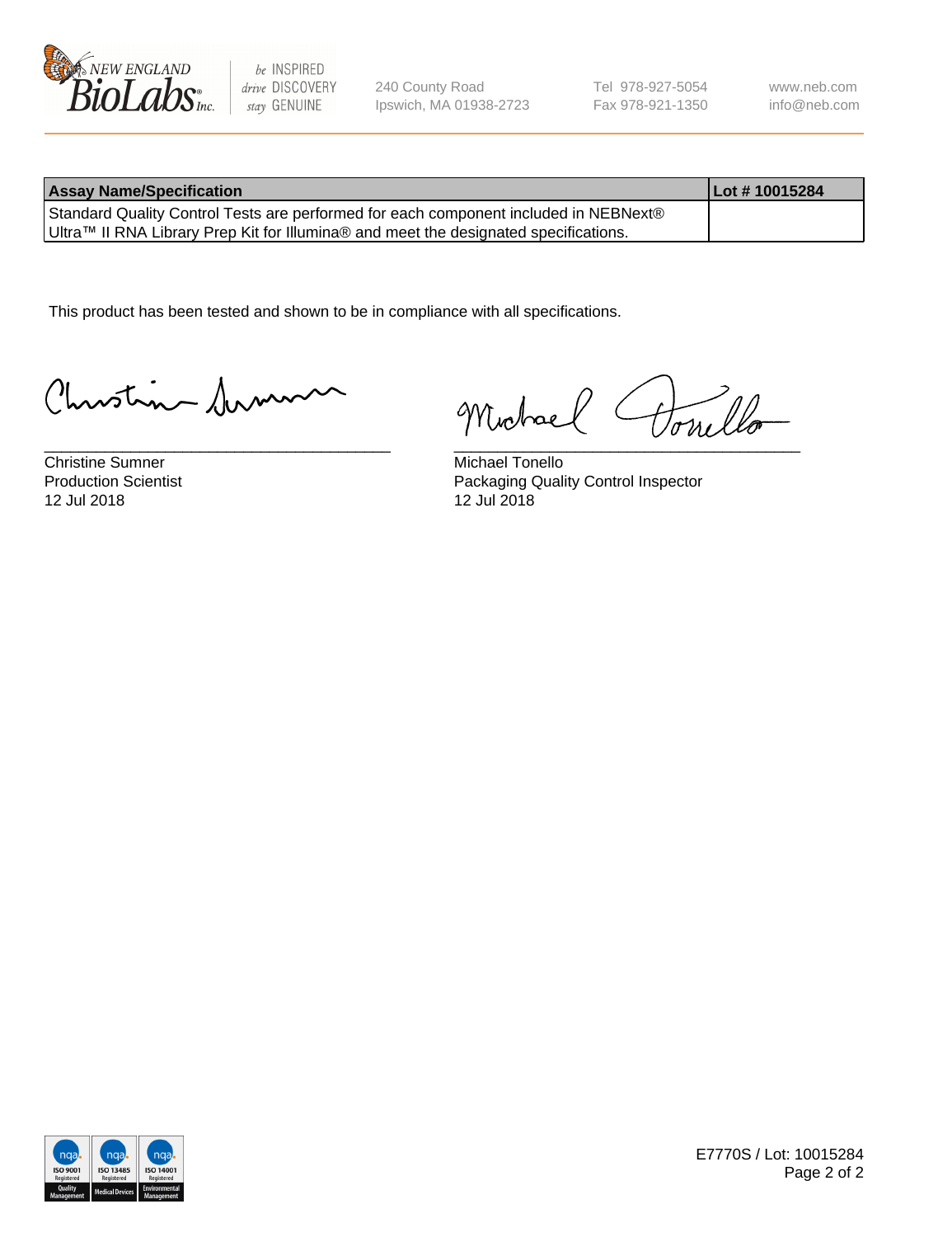| Assay Name/Specification | Lot # 10015284 |
| --- | --- |
| Standard Quality Control Tests are performed for each component included in NEBNext® Ultra™ II RNA Library Prep Kit for Illumina® and meet the designated specifications. | |

This product has been tested and shown to be in compliance with all specifications.

Christine Sumner
Production Scientist
12 Jul 2018

Michael Tonello
Packaging Quality Control Inspector
12 Jul 2018

E7770S / Lot: 10015284